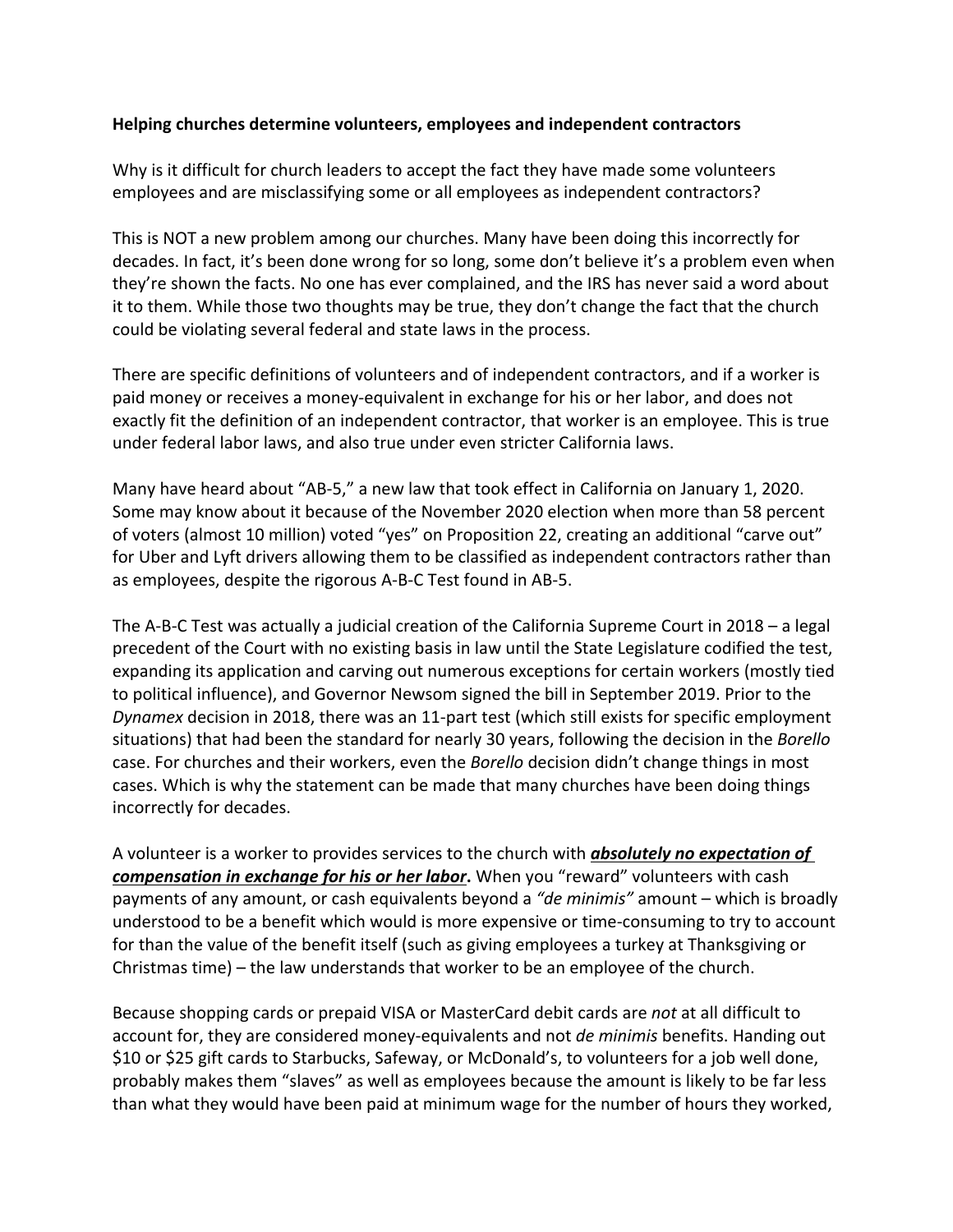**Helping churches determine volunteers, employees and independent contractors**

Why is it difficult for church leaders to accept the fact they have made some volunteers employees and are misclassifying some or all employees as independent contractors?

This is NOT a new problem among our churches. Many have been doing this incorrectly for decades. In fact, it's been done wrong for so long, some don't believe it's a problem even when they're shown the facts. No one has ever complained, and the IRS has never said a word about it to them. While those two thoughts may be true, they don't change the fact that the church could be violating several federal and state laws in the process.

There are specific definitions of volunteers and of independent contractors, and if a worker is paid money or receives a money-equivalent in exchange for his or her labor, and does not exactly fit the definition of an independent contractor, that worker is an employee. This is true under federal labor laws, and also true under even stricter California laws.

Many have heard about "AB-5," a new law that took effect in California on January 1, 2020. Some may know about it because of the November 2020 election when more than 58 percent of voters (almost 10 million) voted "yes" on Proposition 22, creating an additional "carve out" for Uber and Lyft drivers allowing them to be classified as independent contractors rather than as employees, despite the rigorous A-B-C Test found in AB-5.

The A-B-C Test was actually a judicial creation of the California Supreme Court in 2018 – a legal precedent of the Court with no existing basis in law until the State Legislature codified the test, expanding its application and carving out numerous exceptions for certain workers (mostly tied to political influence), and Governor Newsom signed the bill in September 2019. Prior to the *Dynamex* decision in 2018, there was an 11-part test (which still exists for specific employment situations) that had been the standard for nearly 30 years, following the decision in the *Borello* case. For churches and their workers, even the *Borello* decision didn't change things in most cases. Which is why the statement can be made that many churches have been doing things incorrectly for decades.

A volunteer is a worker to provides services to the church with ***absolutely no expectation of compensation in exchange for his or her labor*.** When you "reward" volunteers with cash payments of any amount, or cash equivalents beyond a *"de minimis"* amount – which is broadly understood to be a benefit which would is more expensive or time-consuming to try to account for than the value of the benefit itself (such as giving employees a turkey at Thanksgiving or Christmas time) – the law understands that worker to be an employee of the church.

Because shopping cards or prepaid VISA or MasterCard debit cards are *not* at all difficult to account for, they are considered money-equivalents and not *de minimis* benefits. Handing out $10 or $25 gift cards to Starbucks, Safeway, or McDonald's, to volunteers for a job well done, probably makes them "slaves" as well as employees because the amount is likely to be far less than what they would have been paid at minimum wage for the number of hours they worked,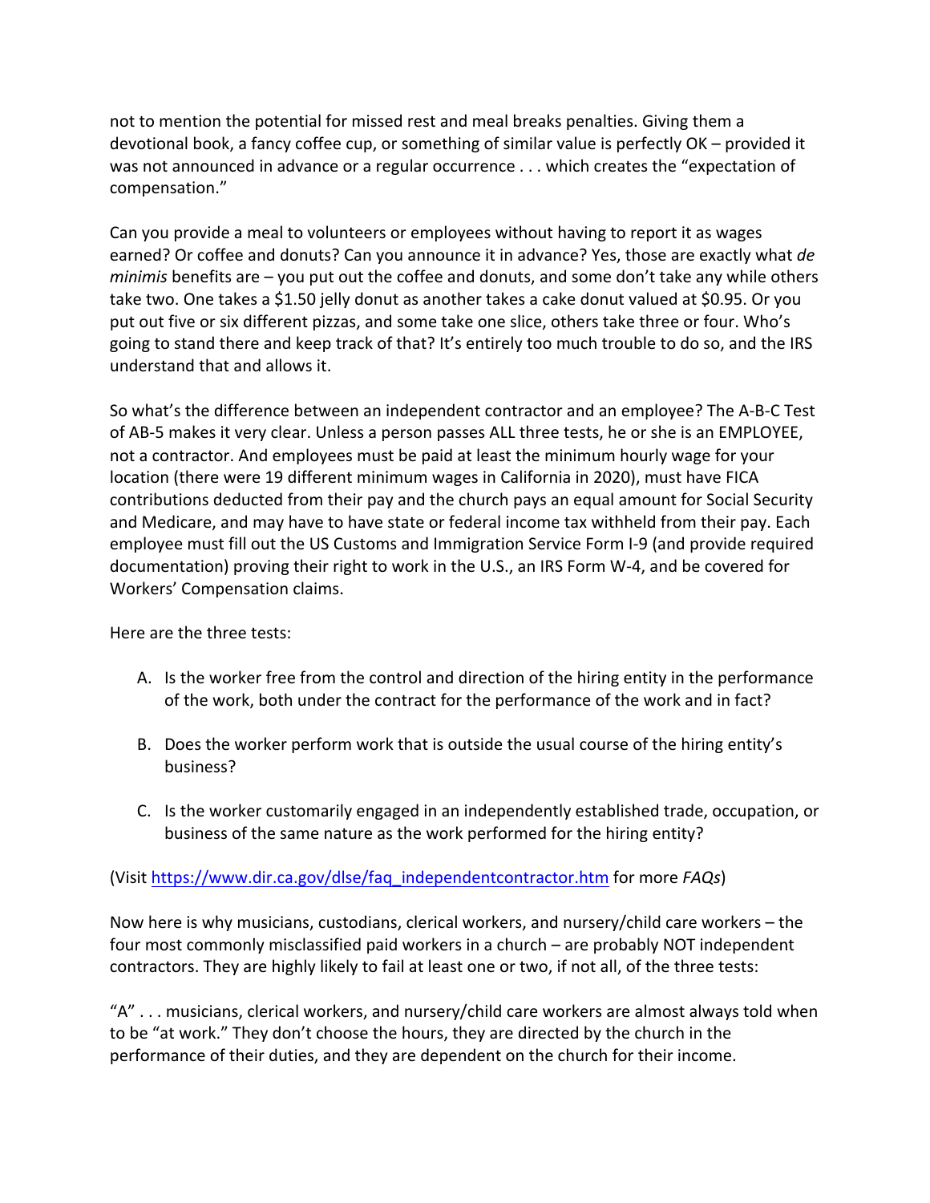not to mention the potential for missed rest and meal breaks penalties. Giving them a devotional book, a fancy coffee cup, or something of similar value is perfectly OK – provided it was not announced in advance or a regular occurrence . . . which creates the "expectation of compensation."

Can you provide a meal to volunteers or employees without having to report it as wages earned? Or coffee and donuts? Can you announce it in advance? Yes, those are exactly what *de minimis* benefits are – you put out the coffee and donuts, and some don't take any while others take two. One takes a $1.50 jelly donut as another takes a cake donut valued at $0.95. Or you put out five or six different pizzas, and some take one slice, others take three or four. Who's going to stand there and keep track of that? It's entirely too much trouble to do so, and the IRS understand that and allows it.

So what's the difference between an independent contractor and an employee? The A-B-C Test of AB-5 makes it very clear. Unless a person passes ALL three tests, he or she is an EMPLOYEE, not a contractor. And employees must be paid at least the minimum hourly wage for your location (there were 19 different minimum wages in California in 2020), must have FICA contributions deducted from their pay and the church pays an equal amount for Social Security and Medicare, and may have to have state or federal income tax withheld from their pay. Each employee must fill out the US Customs and Immigration Service Form I-9 (and provide required documentation) proving their right to work in the U.S., an IRS Form W-4, and be covered for Workers' Compensation claims.

Here are the three tests:

A. Is the worker free from the control and direction of the hiring entity in the performance of the work, both under the contract for the performance of the work and in fact?

B. Does the worker perform work that is outside the usual course of the hiring entity's business?

C. Is the worker customarily engaged in an independently established trade, occupation, or business of the same nature as the work performed for the hiring entity?

(Visit [https://www.dir.ca.gov/dlse/faq_independentcontractor.htm](https://www.dir.ca.gov/dlse/faq_independentcontractor.htm) for more *FAQs*)

Now here is why musicians, custodians, clerical workers, and nursery/child care workers – the four most commonly misclassified paid workers in a church – are probably NOT independent contractors. They are highly likely to fail at least one or two, if not all, of the three tests:

"A" . . . musicians, clerical workers, and nursery/child care workers are almost always told when to be "at work." They don't choose the hours, they are directed by the church in the performance of their duties, and they are dependent on the church for their income.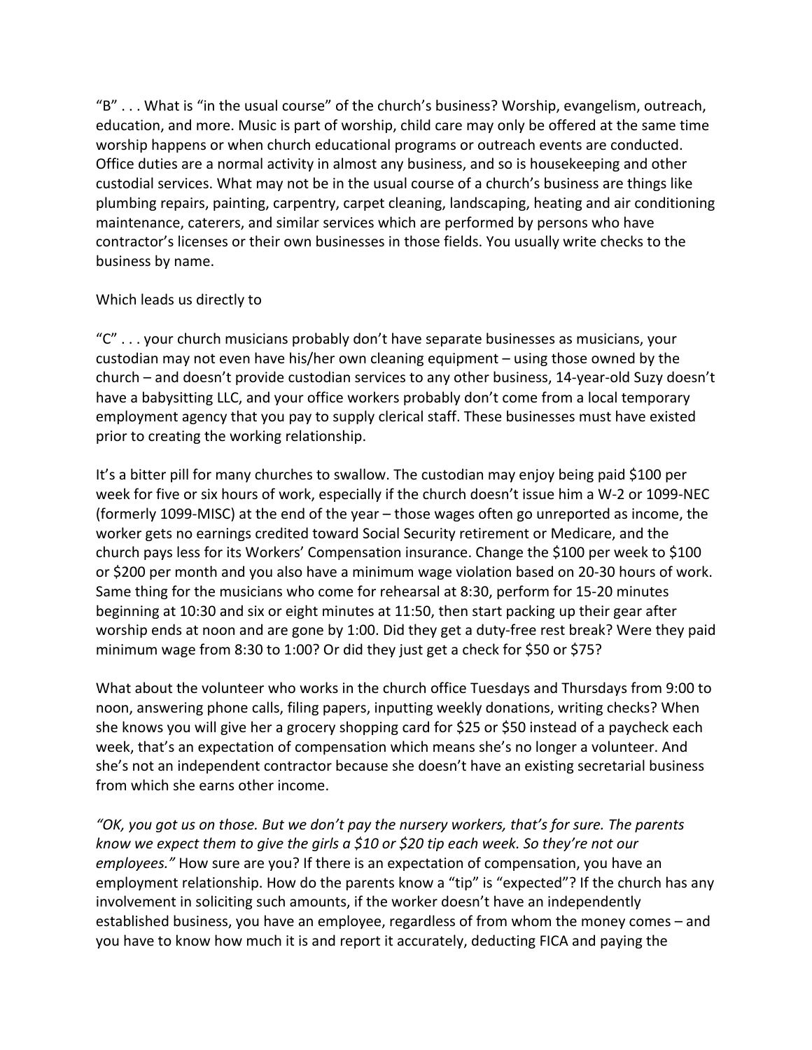"B" . . . What is "in the usual course" of the church's business? Worship, evangelism, outreach, education, and more. Music is part of worship, child care may only be offered at the same time worship happens or when church educational programs or outreach events are conducted. Office duties are a normal activity in almost any business, and so is housekeeping and other custodial services. What may not be in the usual course of a church's business are things like plumbing repairs, painting, carpentry, carpet cleaning, landscaping, heating and air conditioning maintenance, caterers, and similar services which are performed by persons who have contractor's licenses or their own businesses in those fields. You usually write checks to the business by name.

Which leads us directly to

"C" . . . your church musicians probably don't have separate businesses as musicians, your custodian may not even have his/her own cleaning equipment – using those owned by the church – and doesn't provide custodian services to any other business, 14-year-old Suzy doesn't have a babysitting LLC, and your office workers probably don't come from a local temporary employment agency that you pay to supply clerical staff. These businesses must have existed prior to creating the working relationship.

It's a bitter pill for many churches to swallow. The custodian may enjoy being paid $100 per week for five or six hours of work, especially if the church doesn't issue him a W-2 or 1099-NEC (formerly 1099-MISC) at the end of the year – those wages often go unreported as income, the worker gets no earnings credited toward Social Security retirement or Medicare, and the church pays less for its Workers' Compensation insurance. Change the $100 per week to $100 or $200 per month and you also have a minimum wage violation based on 20-30 hours of work. Same thing for the musicians who come for rehearsal at 8:30, perform for 15-20 minutes beginning at 10:30 and six or eight minutes at 11:50, then start packing up their gear after worship ends at noon and are gone by 1:00. Did they get a duty-free rest break? Were they paid minimum wage from 8:30 to 1:00? Or did they just get a check for $50 or $75?

What about the volunteer who works in the church office Tuesdays and Thursdays from 9:00 to noon, answering phone calls, filing papers, inputting weekly donations, writing checks? When she knows you will give her a grocery shopping card for $25 or $50 instead of a paycheck each week, that's an expectation of compensation which means she's no longer a volunteer. And she's not an independent contractor because she doesn't have an existing secretarial business from which she earns other income.

*"OK, you got us on those. But we don't pay the nursery workers, that's for sure. The parents know we expect them to give the girls a $10 or $20 tip each week. So they're not our employees."* How sure are you? If there is an expectation of compensation, you have an employment relationship. How do the parents know a "tip" is "expected"? If the church has any involvement in soliciting such amounts, if the worker doesn't have an independently established business, you have an employee, regardless of from whom the money comes – and you have to know how much it is and report it accurately, deducting FICA and paying the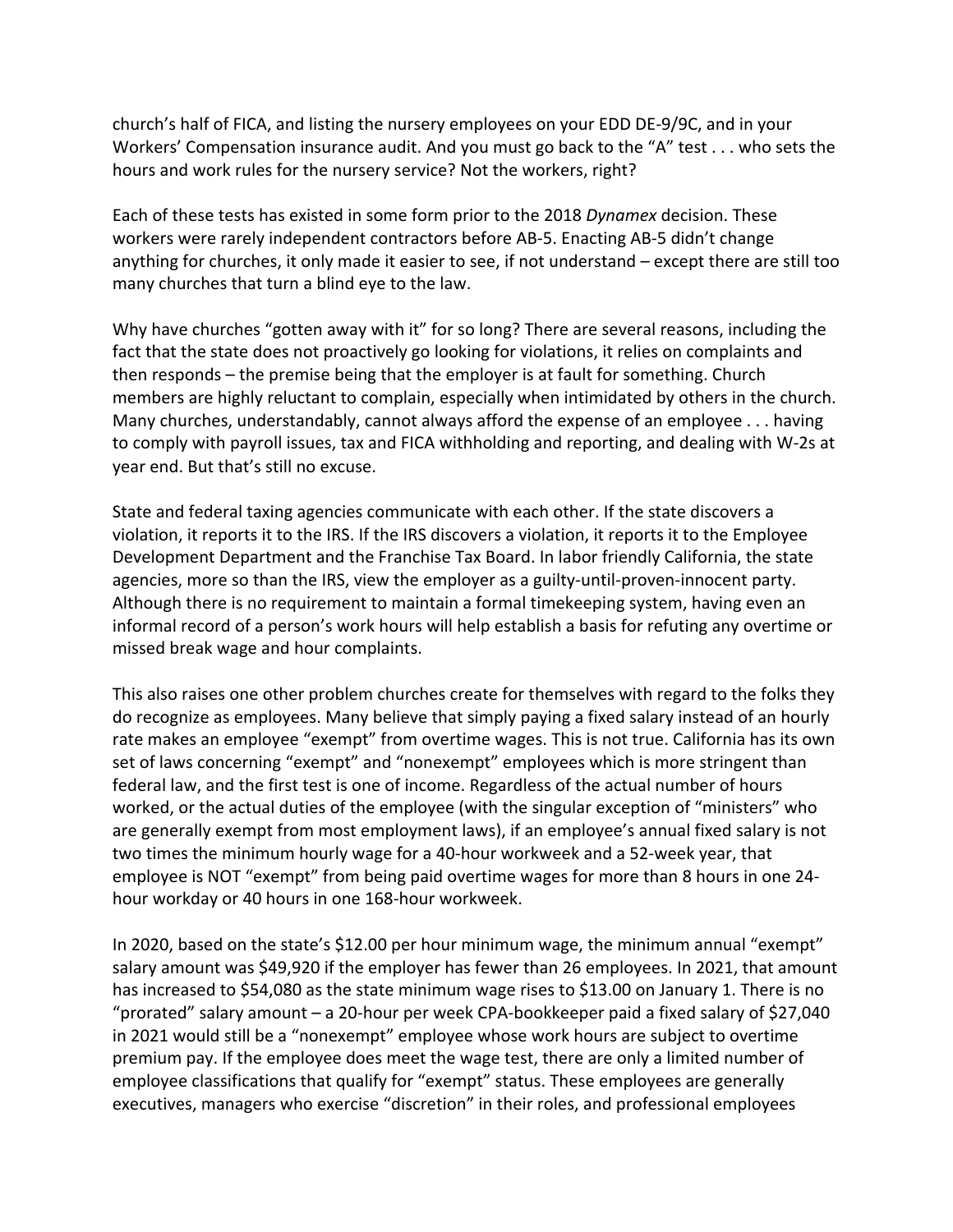church's half of FICA, and listing the nursery employees on your EDD DE-9/9C, and in your Workers' Compensation insurance audit. And you must go back to the "A" test . . . who sets the hours and work rules for the nursery service? Not the workers, right?

Each of these tests has existed in some form prior to the 2018 *Dynamex* decision. These workers were rarely independent contractors before AB-5. Enacting AB-5 didn't change anything for churches, it only made it easier to see, if not understand – except there are still too many churches that turn a blind eye to the law.

Why have churches "gotten away with it" for so long? There are several reasons, including the fact that the state does not proactively go looking for violations, it relies on complaints and then responds – the premise being that the employer is at fault for something. Church members are highly reluctant to complain, especially when intimidated by others in the church. Many churches, understandably, cannot always afford the expense of an employee . . . having to comply with payroll issues, tax and FICA withholding and reporting, and dealing with W-2s at year end. But that's still no excuse.

State and federal taxing agencies communicate with each other. If the state discovers a violation, it reports it to the IRS. If the IRS discovers a violation, it reports it to the Employee Development Department and the Franchise Tax Board. In labor friendly California, the state agencies, more so than the IRS, view the employer as a guilty-until-proven-innocent party. Although there is no requirement to maintain a formal timekeeping system, having even an informal record of a person's work hours will help establish a basis for refuting any overtime or missed break wage and hour complaints.

This also raises one other problem churches create for themselves with regard to the folks they do recognize as employees. Many believe that simply paying a fixed salary instead of an hourly rate makes an employee "exempt" from overtime wages. This is not true. California has its own set of laws concerning "exempt" and "nonexempt" employees which is more stringent than federal law, and the first test is one of income. Regardless of the actual number of hours worked, or the actual duties of the employee (with the singular exception of "ministers" who are generally exempt from most employment laws), if an employee's annual fixed salary is not two times the minimum hourly wage for a 40-hour workweek and a 52-week year, that employee is NOT "exempt" from being paid overtime wages for more than 8 hours in one 24-hour workday or 40 hours in one 168-hour workweek.

In 2020, based on the state's $12.00 per hour minimum wage, the minimum annual "exempt" salary amount was $49,920 if the employer has fewer than 26 employees. In 2021, that amount has increased to $54,080 as the state minimum wage rises to $13.00 on January 1. There is no "prorated" salary amount – a 20-hour per week CPA-bookkeeper paid a fixed salary of $27,040 in 2021 would still be a "nonexempt" employee whose work hours are subject to overtime premium pay. If the employee does meet the wage test, there are only a limited number of employee classifications that qualify for "exempt" status. These employees are generally executives, managers who exercise "discretion" in their roles, and professional employees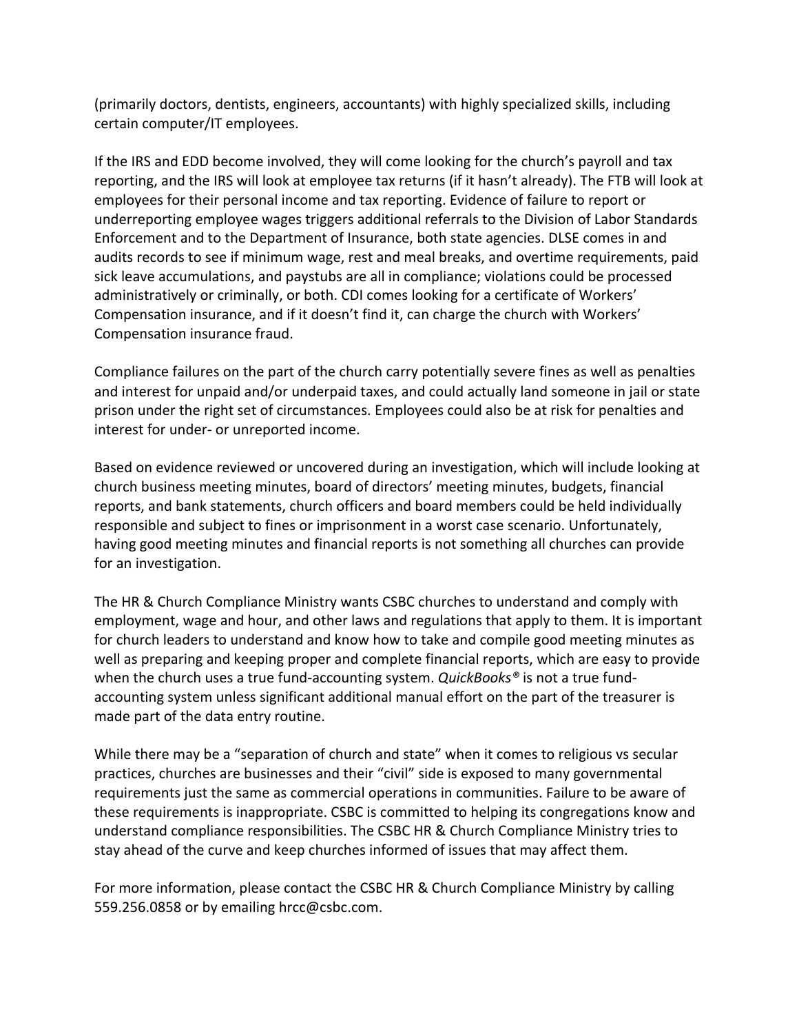(primarily doctors, dentists, engineers, accountants) with highly specialized skills, including certain computer/IT employees.

If the IRS and EDD become involved, they will come looking for the church's payroll and tax reporting, and the IRS will look at employee tax returns (if it hasn't already). The FTB will look at employees for their personal income and tax reporting. Evidence of failure to report or underreporting employee wages triggers additional referrals to the Division of Labor Standards Enforcement and to the Department of Insurance, both state agencies. DLSE comes in and audits records to see if minimum wage, rest and meal breaks, and overtime requirements, paid sick leave accumulations, and paystubs are all in compliance; violations could be processed administratively or criminally, or both. CDI comes looking for a certificate of Workers' Compensation insurance, and if it doesn't find it, can charge the church with Workers' Compensation insurance fraud.

Compliance failures on the part of the church carry potentially severe fines as well as penalties and interest for unpaid and/or underpaid taxes, and could actually land someone in jail or state prison under the right set of circumstances. Employees could also be at risk for penalties and interest for under- or unreported income.

Based on evidence reviewed or uncovered during an investigation, which will include looking at church business meeting minutes, board of directors' meeting minutes, budgets, financial reports, and bank statements, church officers and board members could be held individually responsible and subject to fines or imprisonment in a worst case scenario. Unfortunately, having good meeting minutes and financial reports is not something all churches can provide for an investigation.

The HR & Church Compliance Ministry wants CSBC churches to understand and comply with employment, wage and hour, and other laws and regulations that apply to them. It is important for church leaders to understand and know how to take and compile good meeting minutes as well as preparing and keeping proper and complete financial reports, which are easy to provide when the church uses a true fund-accounting system. *QuickBooks®* is not a true fund-accounting system unless significant additional manual effort on the part of the treasurer is made part of the data entry routine.

While there may be a "separation of church and state" when it comes to religious vs secular practices, churches are businesses and their "civil" side is exposed to many governmental requirements just the same as commercial operations in communities. Failure to be aware of these requirements is inappropriate. CSBC is committed to helping its congregations know and understand compliance responsibilities. The CSBC HR & Church Compliance Ministry tries to stay ahead of the curve and keep churches informed of issues that may affect them.

For more information, please contact the CSBC HR & Church Compliance Ministry by calling 559.256.0858 or by emailing hrcc@csbc.com.